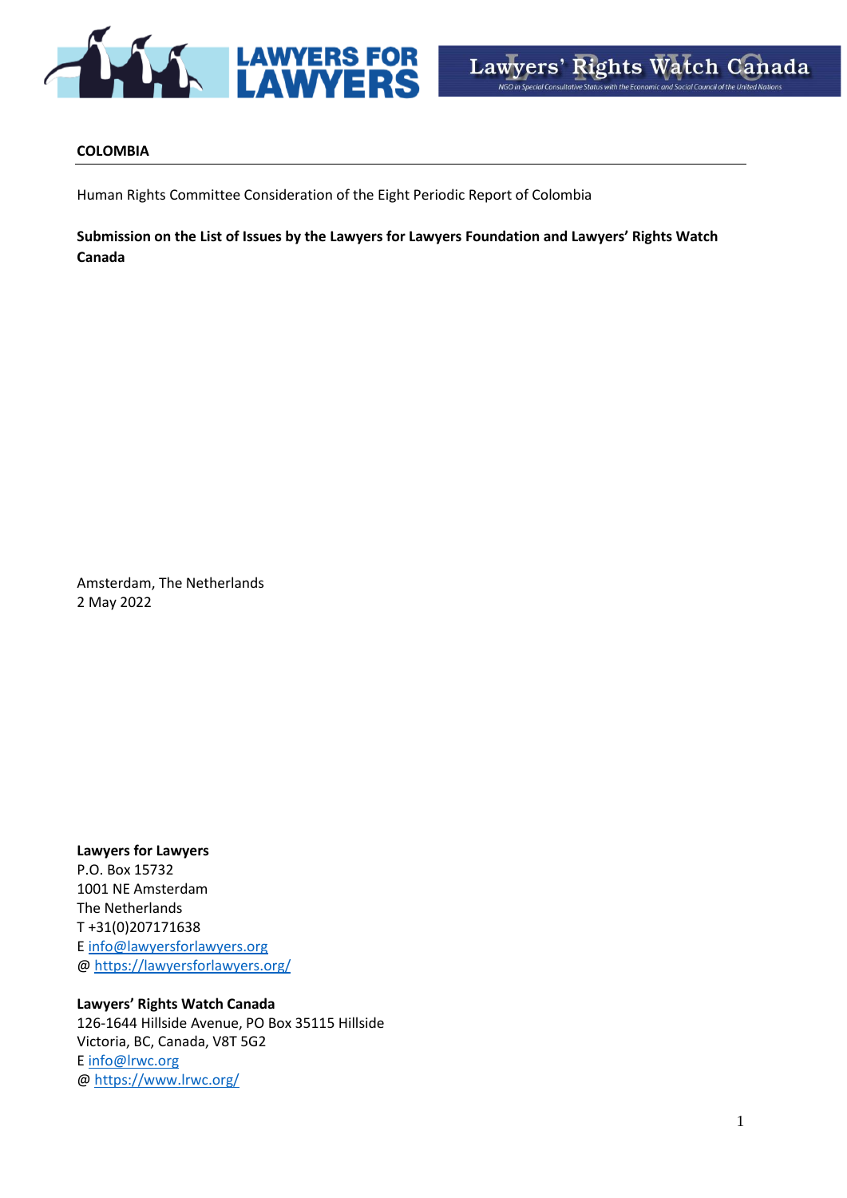**COLOMBIA**

Human Rights Committee Consideration of the Eight Periodic Report of Colombia

**Submission on the List of Issues by the Lawyers for Lawyers Foundation and Lawyers' Rights Watch Canada**

Amsterdam, The Netherlands
2 May 2022

**Lawyers for Lawyers**
P.O. Box 15732
1001 NE Amsterdam
The Netherlands
T +31(0)207171638
E info@lawyersforlawyers.org
@ https://lawyersforlawyers.org/

**Lawyers' Rights Watch Canada**
126-1644 Hillside Avenue, PO Box 35115 Hillside
Victoria, BC, Canada, V8T 5G2
E info@lrwc.org
@ https://www.lrwc.org/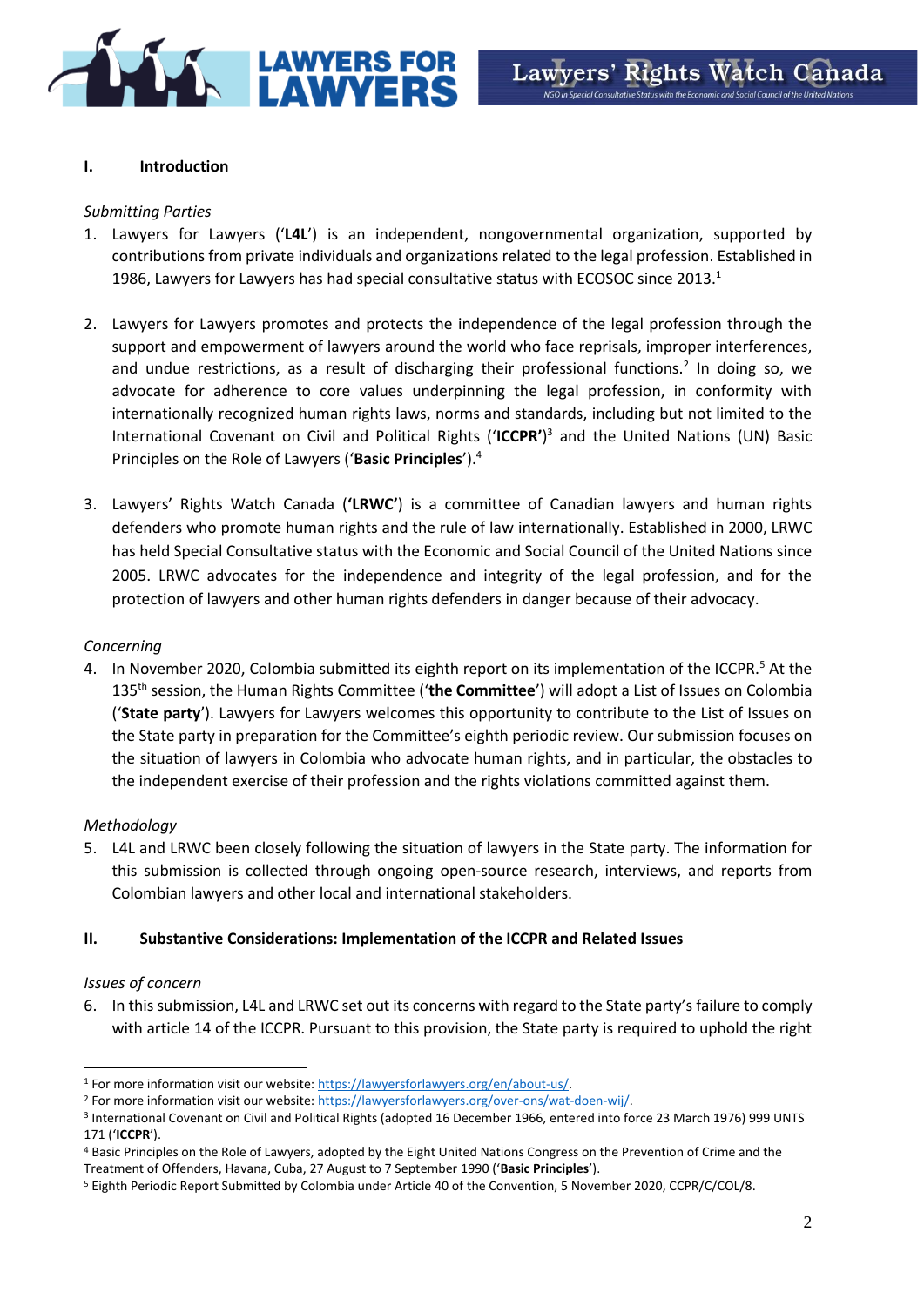## I. Introduction

*Submitting Parties*

1. Lawyers for Lawyers ('**L4L**') is an independent, nongovernmental organization, supported by contributions from private individuals and organizations related to the legal profession. Established in 1986, Lawyers for Lawyers has had special consultative status with ECOSOC since 2013.[1]

2. Lawyers for Lawyers promotes and protects the independence of the legal profession through the support and empowerment of lawyers around the world who face reprisals, improper interferences, and undue restrictions, as a result of discharging their professional functions.[2] In doing so, we advocate for adherence to core values underpinning the legal profession, in conformity with internationally recognized human rights laws, norms and standards, including but not limited to the International Covenant on Civil and Political Rights ('**ICCPR**')[3] and the United Nations (UN) Basic Principles on the Role of Lawyers ('**Basic Principles**').[4]

3. Lawyers' Rights Watch Canada (**'LRWC'**) is a committee of Canadian lawyers and human rights defenders who promote human rights and the rule of law internationally. Established in 2000, LRWC has held Special Consultative status with the Economic and Social Council of the United Nations since 2005. LRWC advocates for the independence and integrity of the legal profession, and for the protection of lawyers and other human rights defenders in danger because of their advocacy.

*Concerning*

4. In November 2020, Colombia submitted its eighth report on its implementation of the ICCPR.[5] At the 135th session, the Human Rights Committee ('**the Committee**') will adopt a List of Issues on Colombia ('**State party**'). Lawyers for Lawyers welcomes this opportunity to contribute to the List of Issues on the State party in preparation for the Committee's eighth periodic review. Our submission focuses on the situation of lawyers in Colombia who advocate human rights, and in particular, the obstacles to the independent exercise of their profession and the rights violations committed against them.

*Methodology*

5. L4L and LRWC been closely following the situation of lawyers in the State party. The information for this submission is collected through ongoing open-source research, interviews, and reports from Colombian lawyers and other local and international stakeholders.

## II. Substantive Considerations: Implementation of the ICCPR and Related Issues

*Issues of concern*

6. In this submission, L4L and LRWC set out its concerns with regard to the State party's failure to comply with article 14 of the ICCPR. Pursuant to this provision, the State party is required to uphold the right

---

[1] For more information visit our website: https://lawyersforlawyers.org/en/about-us/.

[2] For more information visit our website: https://lawyersforlawyers.org/over-ons/wat-doen-wij/.

[3] International Covenant on Civil and Political Rights (adopted 16 December 1966, entered into force 23 March 1976) 999 UNTS 171 ('**ICCPR**').

[4] Basic Principles on the Role of Lawyers, adopted by the Eight United Nations Congress on the Prevention of Crime and the Treatment of Offenders, Havana, Cuba, 27 August to 7 September 1990 ('**Basic Principles**').

[5] Eighth Periodic Report Submitted by Colombia under Article 40 of the Convention, 5 November 2020, CCPR/C/COL/8.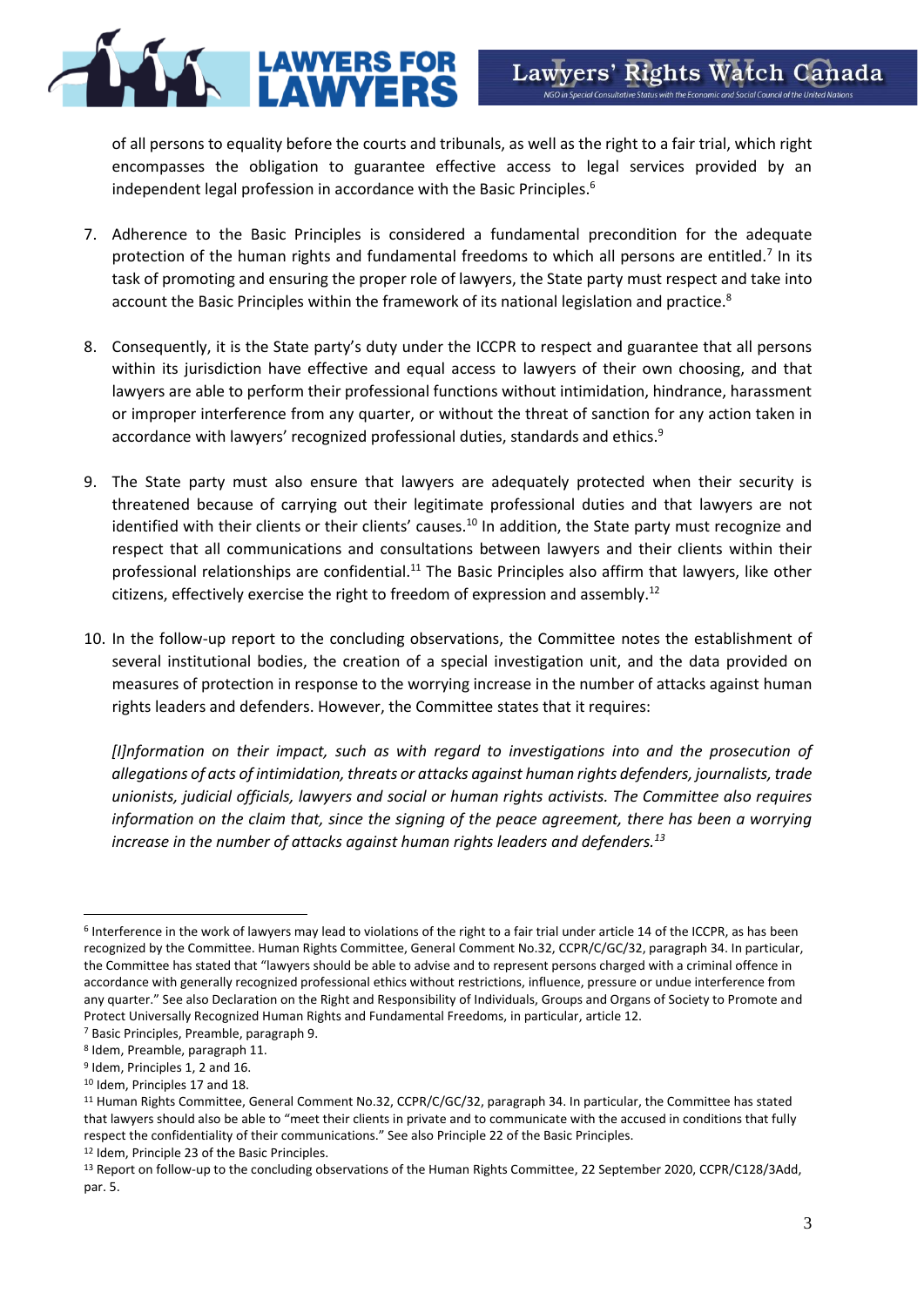of all persons to equality before the courts and tribunals, as well as the right to a fair trial, which right encompasses the obligation to guarantee effective access to legal services provided by an independent legal profession in accordance with the Basic Principles.[6]

7. Adherence to the Basic Principles is considered a fundamental precondition for the adequate protection of the human rights and fundamental freedoms to which all persons are entitled.[7] In its task of promoting and ensuring the proper role of lawyers, the State party must respect and take into account the Basic Principles within the framework of its national legislation and practice.[8]

8. Consequently, it is the State party's duty under the ICCPR to respect and guarantee that all persons within its jurisdiction have effective and equal access to lawyers of their own choosing, and that lawyers are able to perform their professional functions without intimidation, hindrance, harassment or improper interference from any quarter, or without the threat of sanction for any action taken in accordance with lawyers' recognized professional duties, standards and ethics.[9]

9. The State party must also ensure that lawyers are adequately protected when their security is threatened because of carrying out their legitimate professional duties and that lawyers are not identified with their clients or their clients' causes.[10] In addition, the State party must recognize and respect that all communications and consultations between lawyers and their clients within their professional relationships are confidential.[11] The Basic Principles also affirm that lawyers, like other citizens, effectively exercise the right to freedom of expression and assembly.[12]

10. In the follow-up report to the concluding observations, the Committee notes the establishment of several institutional bodies, the creation of a special investigation unit, and the data provided on measures of protection in response to the worrying increase in the number of attacks against human rights leaders and defenders. However, the Committee states that it requires:

*[I]nformation on their impact, such as with regard to investigations into and the prosecution of allegations of acts of intimidation, threats or attacks against human rights defenders, journalists, trade unionists, judicial officials, lawyers and social or human rights activists. The Committee also requires information on the claim that, since the signing of the peace agreement, there has been a worrying increase in the number of attacks against human rights leaders and defenders.[13]*

---

[6] Interference in the work of lawyers may lead to violations of the right to a fair trial under article 14 of the ICCPR, as has been recognized by the Committee. Human Rights Committee, General Comment No.32, CCPR/C/GC/32, paragraph 34. In particular, the Committee has stated that "lawyers should be able to advise and to represent persons charged with a criminal offence in accordance with generally recognized professional ethics without restrictions, influence, pressure or undue interference from any quarter." See also Declaration on the Right and Responsibility of Individuals, Groups and Organs of Society to Promote and Protect Universally Recognized Human Rights and Fundamental Freedoms, in particular, article 12.

[7] Basic Principles, Preamble, paragraph 9.

[8] Idem, Preamble, paragraph 11.

[9] Idem, Principles 1, 2 and 16.

[10] Idem, Principles 17 and 18.

[11] Human Rights Committee, General Comment No.32, CCPR/C/GC/32, paragraph 34. In particular, the Committee has stated that lawyers should also be able to "meet their clients in private and to communicate with the accused in conditions that fully respect the confidentiality of their communications." See also Principle 22 of the Basic Principles.

[12] Idem, Principle 23 of the Basic Principles.

[13] Report on follow-up to the concluding observations of the Human Rights Committee, 22 September 2020, CCPR/C128/3Add, par. 5.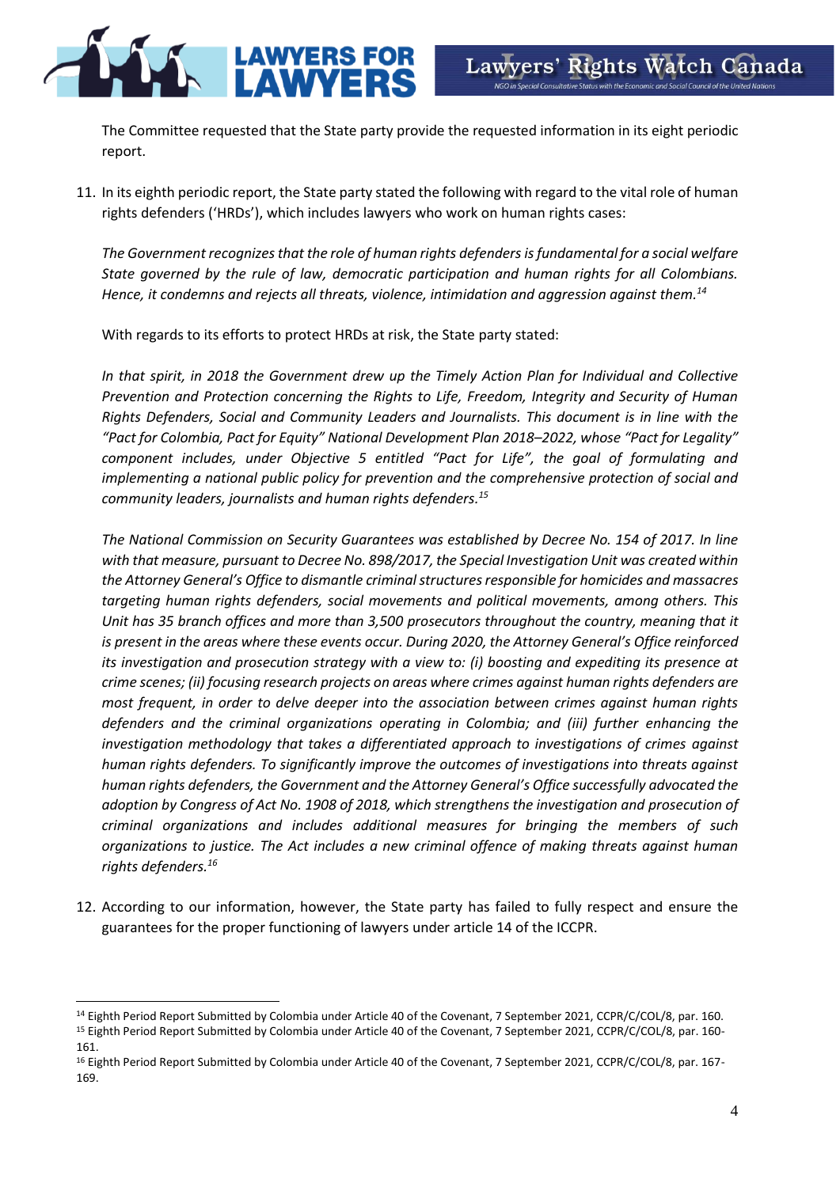The Committee requested that the State party provide the requested information in its eight periodic report.

11. In its eighth periodic report, the State party stated the following with regard to the vital role of human rights defenders ('HRDs'), which includes lawyers who work on human rights cases:

    *The Government recognizes that the role of human rights defenders is fundamental for a social welfare State governed by the rule of law, democratic participation and human rights for all Colombians. Hence, it condemns and rejects all threats, violence, intimidation and aggression against them.*[14]

    With regards to its efforts to protect HRDs at risk, the State party stated:

    *In that spirit, in 2018 the Government drew up the Timely Action Plan for Individual and Collective Prevention and Protection concerning the Rights to Life, Freedom, Integrity and Security of Human Rights Defenders, Social and Community Leaders and Journalists. This document is in line with the "Pact for Colombia, Pact for Equity" National Development Plan 2018–2022, whose "Pact for Legality" component includes, under Objective 5 entitled "Pact for Life", the goal of formulating and implementing a national public policy for prevention and the comprehensive protection of social and community leaders, journalists and human rights defenders.*[15]

    *The National Commission on Security Guarantees was established by Decree No. 154 of 2017. In line with that measure, pursuant to Decree No. 898/2017, the Special Investigation Unit was created within the Attorney General's Office to dismantle criminal structures responsible for homicides and massacres targeting human rights defenders, social movements and political movements, among others. This Unit has 35 branch offices and more than 3,500 prosecutors throughout the country, meaning that it is present in the areas where these events occur. During 2020, the Attorney General's Office reinforced its investigation and prosecution strategy with a view to: (i) boosting and expediting its presence at crime scenes; (ii) focusing research projects on areas where crimes against human rights defenders are most frequent, in order to delve deeper into the association between crimes against human rights defenders and the criminal organizations operating in Colombia; and (iii) further enhancing the investigation methodology that takes a differentiated approach to investigations of crimes against human rights defenders. To significantly improve the outcomes of investigations into threats against human rights defenders, the Government and the Attorney General's Office successfully advocated the adoption by Congress of Act No. 1908 of 2018, which strengthens the investigation and prosecution of criminal organizations and includes additional measures for bringing the members of such organizations to justice. The Act includes a new criminal offence of making threats against human rights defenders.*[16]

12. According to our information, however, the State party has failed to fully respect and ensure the guarantees for the proper functioning of lawyers under article 14 of the ICCPR.

---

[14] Eighth Period Report Submitted by Colombia under Article 40 of the Covenant, 7 September 2021, CCPR/C/COL/8, par. 160.

[15] Eighth Period Report Submitted by Colombia under Article 40 of the Covenant, 7 September 2021, CCPR/C/COL/8, par. 160-161.

[16] Eighth Period Report Submitted by Colombia under Article 40 of the Covenant, 7 September 2021, CCPR/C/COL/8, par. 167-169.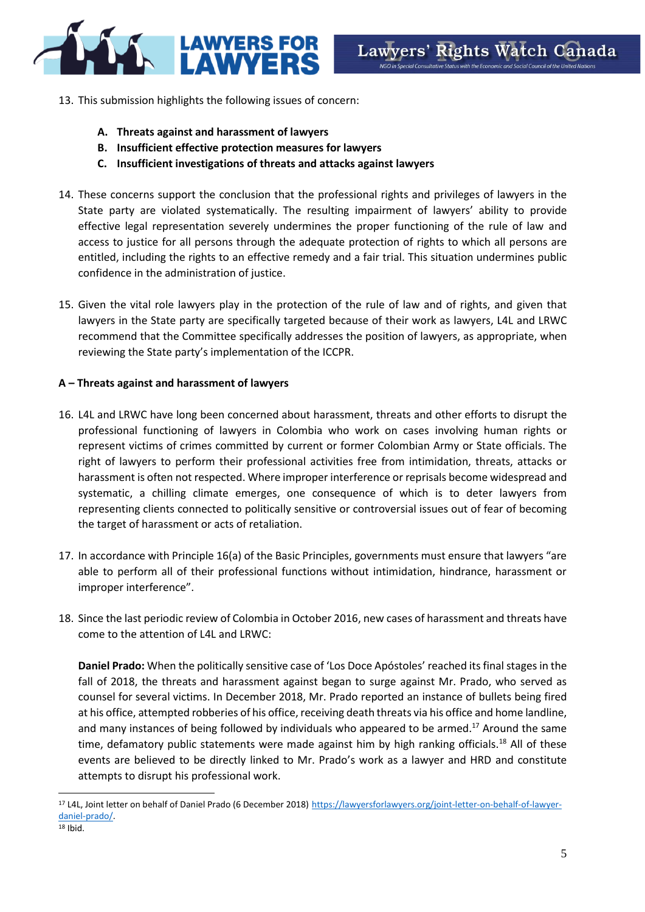13. This submission highlights the following issues of concern:

    A. **Threats against and harassment of lawyers**
    B. **Insufficient effective protection measures for lawyers**
    C. **Insufficient investigations of threats and attacks against lawyers**

14. These concerns support the conclusion that the professional rights and privileges of lawyers in the State party are violated systematically. The resulting impairment of lawyers' ability to provide effective legal representation severely undermines the proper functioning of the rule of law and access to justice for all persons through the adequate protection of rights to which all persons are entitled, including the rights to an effective remedy and a fair trial. This situation undermines public confidence in the administration of justice.

15. Given the vital role lawyers play in the protection of the rule of law and of rights, and given that lawyers in the State party are specifically targeted because of their work as lawyers, L4L and LRWC recommend that the Committee specifically addresses the position of lawyers, as appropriate, when reviewing the State party's implementation of the ICCPR.

**A – Threats against and harassment of lawyers**

16. L4L and LRWC have long been concerned about harassment, threats and other efforts to disrupt the professional functioning of lawyers in Colombia who work on cases involving human rights or represent victims of crimes committed by current or former Colombian Army or State officials. The right of lawyers to perform their professional activities free from intimidation, threats, attacks or harassment is often not respected. Where improper interference or reprisals become widespread and systematic, a chilling climate emerges, one consequence of which is to deter lawyers from representing clients connected to politically sensitive or controversial issues out of fear of becoming the target of harassment or acts of retaliation.

17. In accordance with Principle 16(a) of the Basic Principles, governments must ensure that lawyers "are able to perform all of their professional functions without intimidation, hindrance, harassment or improper interference".

18. Since the last periodic review of Colombia in October 2016, new cases of harassment and threats have come to the attention of L4L and LRWC:

    **Daniel Prado:** When the politically sensitive case of 'Los Doce Apóstoles' reached its final stages in the fall of 2018, the threats and harassment against began to surge against Mr. Prado, who served as counsel for several victims. In December 2018, Mr. Prado reported an instance of bullets being fired at his office, attempted robberies of his office, receiving death threats via his office and home landline, and many instances of being followed by individuals who appeared to be armed.[17] Around the same time, defamatory public statements were made against him by high ranking officials.[18] All of these events are believed to be directly linked to Mr. Prado's work as a lawyer and HRD and constitute attempts to disrupt his professional work.

---

[17] L4L, Joint letter on behalf of Daniel Prado (6 December 2018) https://lawyersforlawyers.org/joint-letter-on-behalf-of-lawyer-daniel-prado/.

[18] Ibid.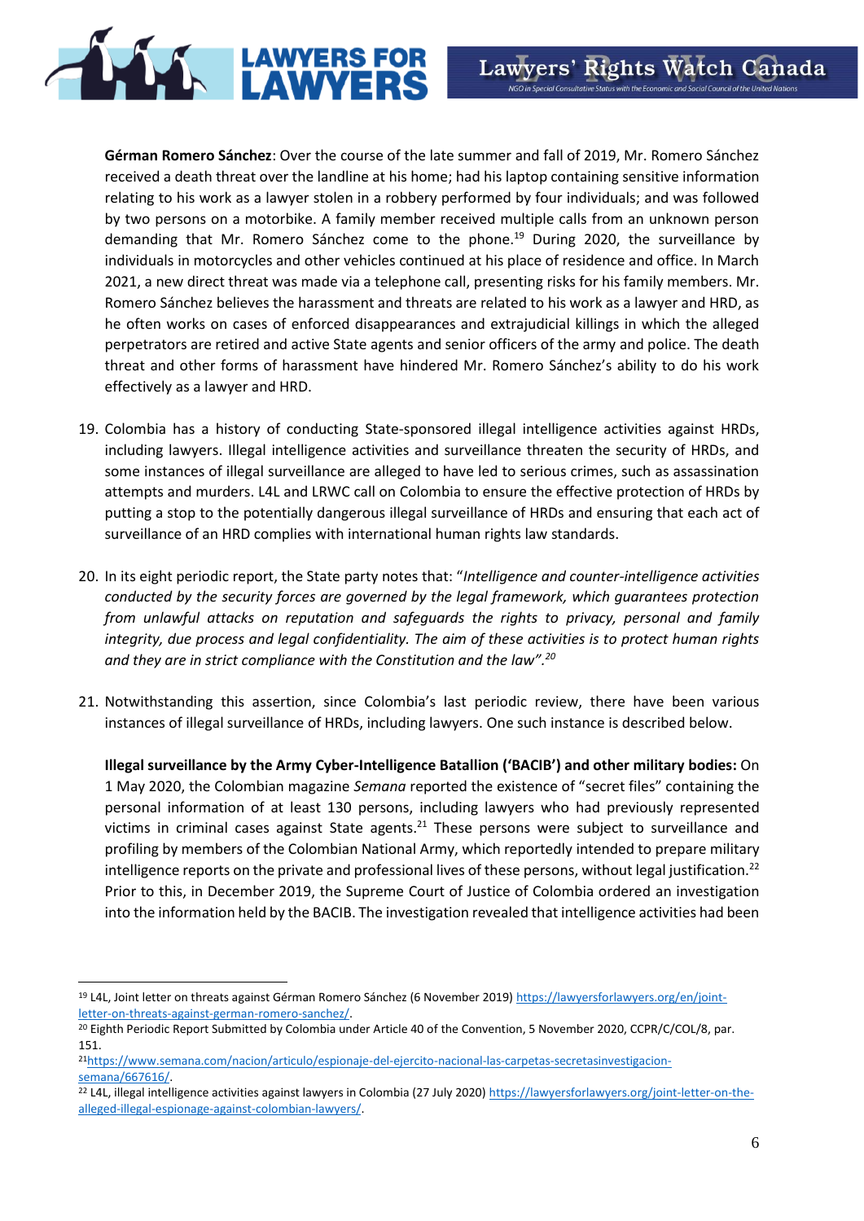**Gérman Romero Sánchez**: Over the course of the late summer and fall of 2019, Mr. Romero Sánchez received a death threat over the landline at his home; had his laptop containing sensitive information relating to his work as a lawyer stolen in a robbery performed by four individuals; and was followed by two persons on a motorbike. A family member received multiple calls from an unknown person demanding that Mr. Romero Sánchez come to the phone.[19] During 2020, the surveillance by individuals in motorcycles and other vehicles continued at his place of residence and office. In March 2021, a new direct threat was made via a telephone call, presenting risks for his family members. Mr. Romero Sánchez believes the harassment and threats are related to his work as a lawyer and HRD, as he often works on cases of enforced disappearances and extrajudicial killings in which the alleged perpetrators are retired and active State agents and senior officers of the army and police. The death threat and other forms of harassment have hindered Mr. Romero Sánchez's ability to do his work effectively as a lawyer and HRD.

19. Colombia has a history of conducting State-sponsored illegal intelligence activities against HRDs, including lawyers. Illegal intelligence activities and surveillance threaten the security of HRDs, and some instances of illegal surveillance are alleged to have led to serious crimes, such as assassination attempts and murders. L4L and LRWC call on Colombia to ensure the effective protection of HRDs by putting a stop to the potentially dangerous illegal surveillance of HRDs and ensuring that each act of surveillance of an HRD complies with international human rights law standards.

20. In its eight periodic report, the State party notes that: "*Intelligence and counter-intelligence activities conducted by the security forces are governed by the legal framework, which guarantees protection from unlawful attacks on reputation and safeguards the rights to privacy, personal and family integrity, due process and legal confidentiality. The aim of these activities is to protect human rights and they are in strict compliance with the Constitution and the law*".[20]

21. Notwithstanding this assertion, since Colombia's last periodic review, there have been various instances of illegal surveillance of HRDs, including lawyers. One such instance is described below.

**Illegal surveillance by the Army Cyber-Intelligence Batallion ('BACIB') and other military bodies:** On 1 May 2020, the Colombian magazine *Semana* reported the existence of "secret files" containing the personal information of at least 130 persons, including lawyers who had previously represented victims in criminal cases against State agents.[21] These persons were subject to surveillance and profiling by members of the Colombian National Army, which reportedly intended to prepare military intelligence reports on the private and professional lives of these persons, without legal justification.[22] Prior to this, in December 2019, the Supreme Court of Justice of Colombia ordered an investigation into the information held by the BACIB. The investigation revealed that intelligence activities had been

---

[19] L4L, Joint letter on threats against Gérman Romero Sánchez (6 November 2019) https://lawyersforlawyers.org/en/joint-letter-on-threats-against-german-romero-sanchez/.

[20] Eighth Periodic Report Submitted by Colombia under Article 40 of the Convention, 5 November 2020, CCPR/C/COL/8, par. 151.

[21] https://www.semana.com/nacion/articulo/espionaje-del-ejercito-nacional-las-carpetas-secretasinvestigacion-semana/667616/.

[22] L4L, illegal intelligence activities against lawyers in Colombia (27 July 2020) https://lawyersforlawyers.org/joint-letter-on-the-alleged-illegal-espionage-against-colombian-lawyers/.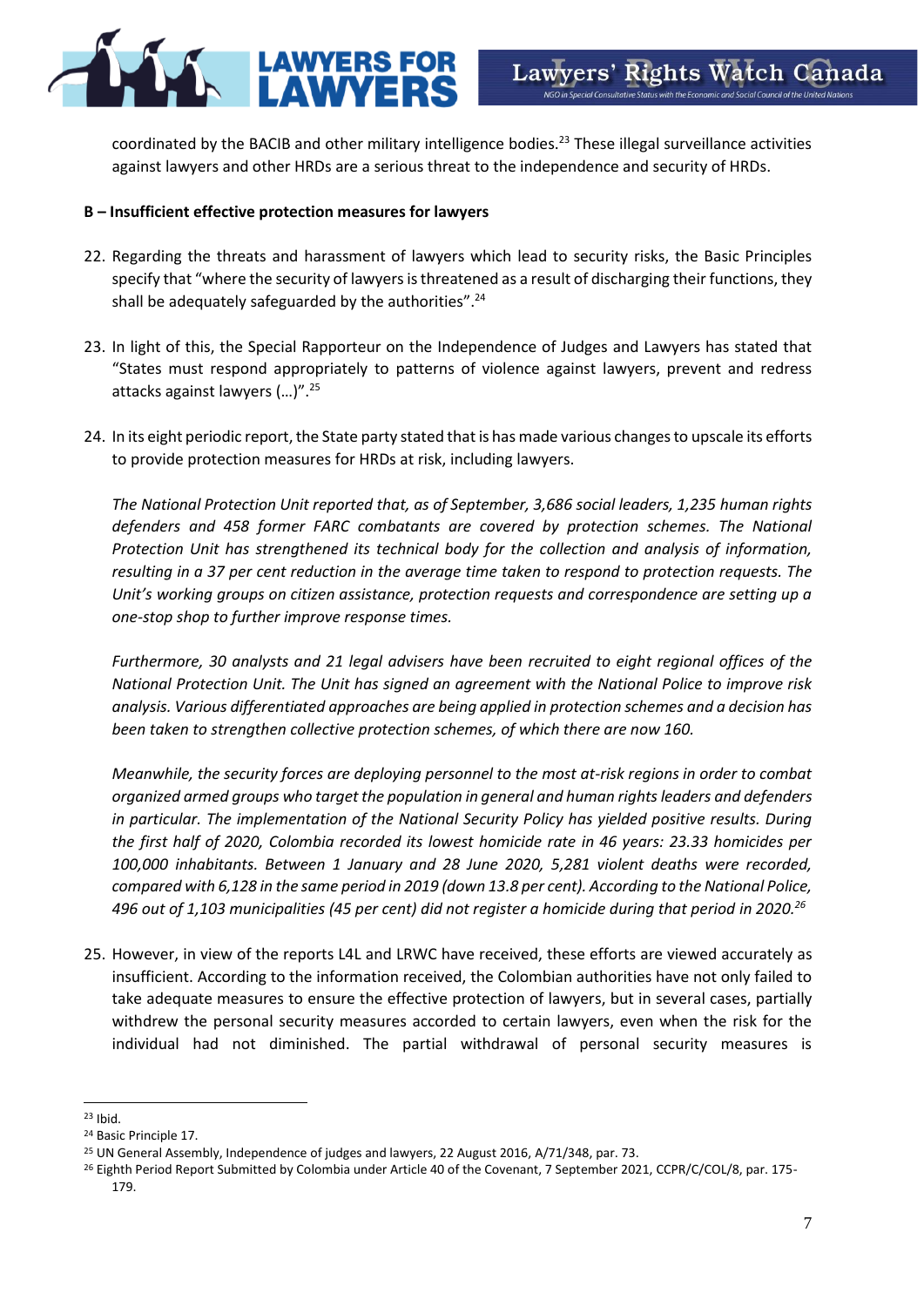coordinated by the BACIB and other military intelligence bodies.[23] These illegal surveillance activities against lawyers and other HRDs are a serious threat to the independence and security of HRDs.

**B – Insufficient effective protection measures for lawyers**

22. Regarding the threats and harassment of lawyers which lead to security risks, the Basic Principles specify that "where the security of lawyers is threatened as a result of discharging their functions, they shall be adequately safeguarded by the authorities".[24]

23. In light of this, the Special Rapporteur on the Independence of Judges and Lawyers has stated that "States must respond appropriately to patterns of violence against lawyers, prevent and redress attacks against lawyers (…)".[25]

24. In its eight periodic report, the State party stated that is has made various changes to upscale its efforts to provide protection measures for HRDs at risk, including lawyers.

    *The National Protection Unit reported that, as of September, 3,686 social leaders, 1,235 human rights defenders and 458 former FARC combatants are covered by protection schemes. The National Protection Unit has strengthened its technical body for the collection and analysis of information, resulting in a 37 per cent reduction in the average time taken to respond to protection requests. The Unit's working groups on citizen assistance, protection requests and correspondence are setting up a one-stop shop to further improve response times.*

    *Furthermore, 30 analysts and 21 legal advisers have been recruited to eight regional offices of the National Protection Unit. The Unit has signed an agreement with the National Police to improve risk analysis. Various differentiated approaches are being applied in protection schemes and a decision has been taken to strengthen collective protection schemes, of which there are now 160.*

    *Meanwhile, the security forces are deploying personnel to the most at-risk regions in order to combat organized armed groups who target the population in general and human rights leaders and defenders in particular. The implementation of the National Security Policy has yielded positive results. During the first half of 2020, Colombia recorded its lowest homicide rate in 46 years: 23.33 homicides per 100,000 inhabitants. Between 1 January and 28 June 2020, 5,281 violent deaths were recorded, compared with 6,128 in the same period in 2019 (down 13.8 per cent). According to the National Police, 496 out of 1,103 municipalities (45 per cent) did not register a homicide during that period in 2020.*[26]

25. However, in view of the reports L4L and LRWC have received, these efforts are viewed accurately as insufficient. According to the information received, the Colombian authorities have not only failed to take adequate measures to ensure the effective protection of lawyers, but in several cases, partially withdrew the personal security measures accorded to certain lawyers, even when the risk for the individual had not diminished. The partial withdrawal of personal security measures is

---

[23] Ibid.

[24] Basic Principle 17.

[25] UN General Assembly, Independence of judges and lawyers, 22 August 2016, A/71/348, par. 73.

[26] Eighth Period Report Submitted by Colombia under Article 40 of the Covenant, 7 September 2021, CCPR/C/COL/8, par. 175-179.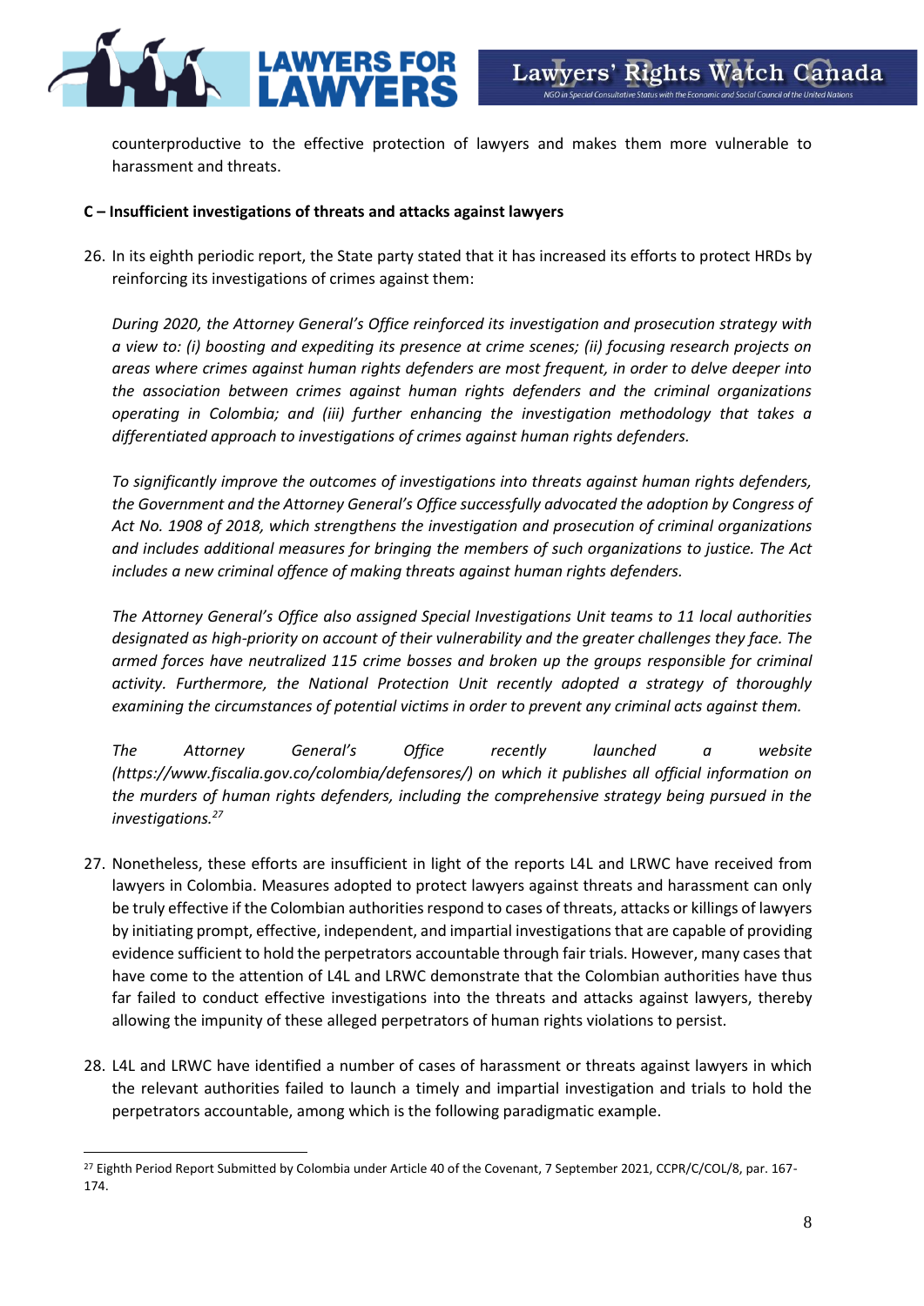counterproductive to the effective protection of lawyers and makes them more vulnerable to harassment and threats.

**C – Insufficient investigations of threats and attacks against lawyers**

26. In its eighth periodic report, the State party stated that it has increased its efforts to protect HRDs by reinforcing its investigations of crimes against them:

*During 2020, the Attorney General's Office reinforced its investigation and prosecution strategy with a view to: (i) boosting and expediting its presence at crime scenes; (ii) focusing research projects on areas where crimes against human rights defenders are most frequent, in order to delve deeper into the association between crimes against human rights defenders and the criminal organizations operating in Colombia; and (iii) further enhancing the investigation methodology that takes a differentiated approach to investigations of crimes against human rights defenders.*

*To significantly improve the outcomes of investigations into threats against human rights defenders, the Government and the Attorney General's Office successfully advocated the adoption by Congress of Act No. 1908 of 2018, which strengthens the investigation and prosecution of criminal organizations and includes additional measures for bringing the members of such organizations to justice. The Act includes a new criminal offence of making threats against human rights defenders.*

*The Attorney General's Office also assigned Special Investigations Unit teams to 11 local authorities designated as high-priority on account of their vulnerability and the greater challenges they face. The armed forces have neutralized 115 crime bosses and broken up the groups responsible for criminal activity. Furthermore, the National Protection Unit recently adopted a strategy of thoroughly examining the circumstances of potential victims in order to prevent any criminal acts against them.*

*The Attorney General's Office recently launched a website (https://www.fiscalia.gov.co/colombia/defensores/) on which it publishes all official information on the murders of human rights defenders, including the comprehensive strategy being pursued in the investigations.*[27]

27. Nonetheless, these efforts are insufficient in light of the reports L4L and LRWC have received from lawyers in Colombia. Measures adopted to protect lawyers against threats and harassment can only be truly effective if the Colombian authorities respond to cases of threats, attacks or killings of lawyers by initiating prompt, effective, independent, and impartial investigations that are capable of providing evidence sufficient to hold the perpetrators accountable through fair trials. However, many cases that have come to the attention of L4L and LRWC demonstrate that the Colombian authorities have thus far failed to conduct effective investigations into the threats and attacks against lawyers, thereby allowing the impunity of these alleged perpetrators of human rights violations to persist.

28. L4L and LRWC have identified a number of cases of harassment or threats against lawyers in which the relevant authorities failed to launch a timely and impartial investigation and trials to hold the perpetrators accountable, among which is the following paradigmatic example.

---

[27] Eighth Period Report Submitted by Colombia under Article 40 of the Covenant, 7 September 2021, CCPR/C/COL/8, par. 167-174.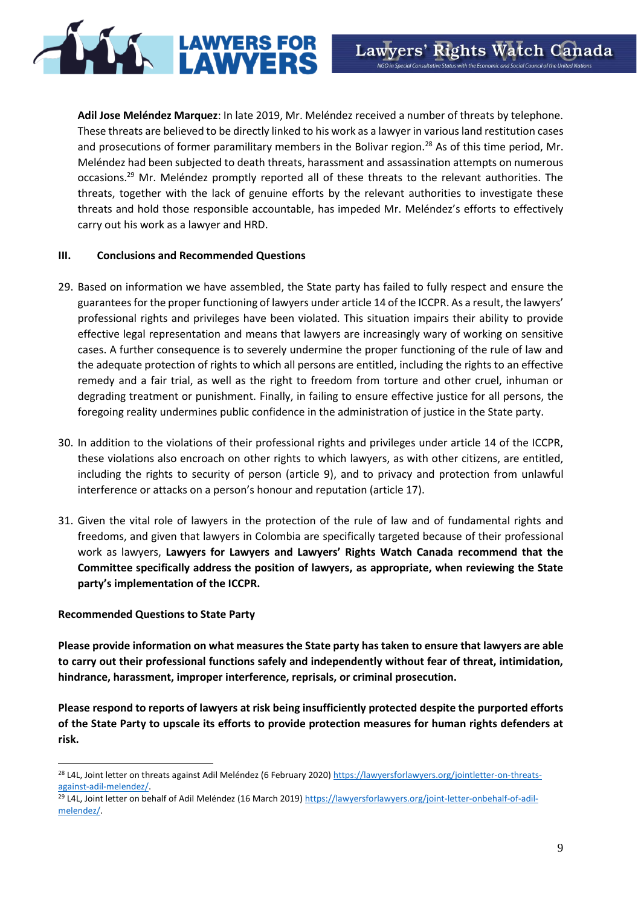**Adil Jose Meléndez Marquez**: In late 2019, Mr. Meléndez received a number of threats by telephone. These threats are believed to be directly linked to his work as a lawyer in various land restitution cases and prosecutions of former paramilitary members in the Bolivar region.[28] As of this time period, Mr. Meléndez had been subjected to death threats, harassment and assassination attempts on numerous occasions.[29] Mr. Meléndez promptly reported all of these threats to the relevant authorities. The threats, together with the lack of genuine efforts by the relevant authorities to investigate these threats and hold those responsible accountable, has impeded Mr. Meléndez's efforts to effectively carry out his work as a lawyer and HRD.

## III. Conclusions and Recommended Questions

29. Based on information we have assembled, the State party has failed to fully respect and ensure the guarantees for the proper functioning of lawyers under article 14 of the ICCPR. As a result, the lawyers' professional rights and privileges have been violated. This situation impairs their ability to provide effective legal representation and means that lawyers are increasingly wary of working on sensitive cases. A further consequence is to severely undermine the proper functioning of the rule of law and the adequate protection of rights to which all persons are entitled, including the rights to an effective remedy and a fair trial, as well as the right to freedom from torture and other cruel, inhuman or degrading treatment or punishment. Finally, in failing to ensure effective justice for all persons, the foregoing reality undermines public confidence in the administration of justice in the State party.

30. In addition to the violations of their professional rights and privileges under article 14 of the ICCPR, these violations also encroach on other rights to which lawyers, as with other citizens, are entitled, including the rights to security of person (article 9), and to privacy and protection from unlawful interference or attacks on a person's honour and reputation (article 17).

31. Given the vital role of lawyers in the protection of the rule of law and of fundamental rights and freedoms, and given that lawyers in Colombia are specifically targeted because of their professional work as lawyers, **Lawyers for Lawyers and Lawyers' Rights Watch Canada recommend that the Committee specifically address the position of lawyers, as appropriate, when reviewing the State party's implementation of the ICCPR.**

**Recommended Questions to State Party**

**Please provide information on what measures the State party has taken to ensure that lawyers are able to carry out their professional functions safely and independently without fear of threat, intimidation, hindrance, harassment, improper interference, reprisals, or criminal prosecution.**

**Please respond to reports of lawyers at risk being insufficiently protected despite the purported efforts of the State Party to upscale its efforts to provide protection measures for human rights defenders at risk.**

---

[28] L4L, Joint letter on threats against Adil Meléndez (6 February 2020) https://lawyersforlawyers.org/jointletter-on-threats-against-adil-melendez/.

[29] L4L, Joint letter on behalf of Adil Meléndez (16 March 2019) https://lawyersforlawyers.org/joint-letter-onbehalf-of-adil-melendez/.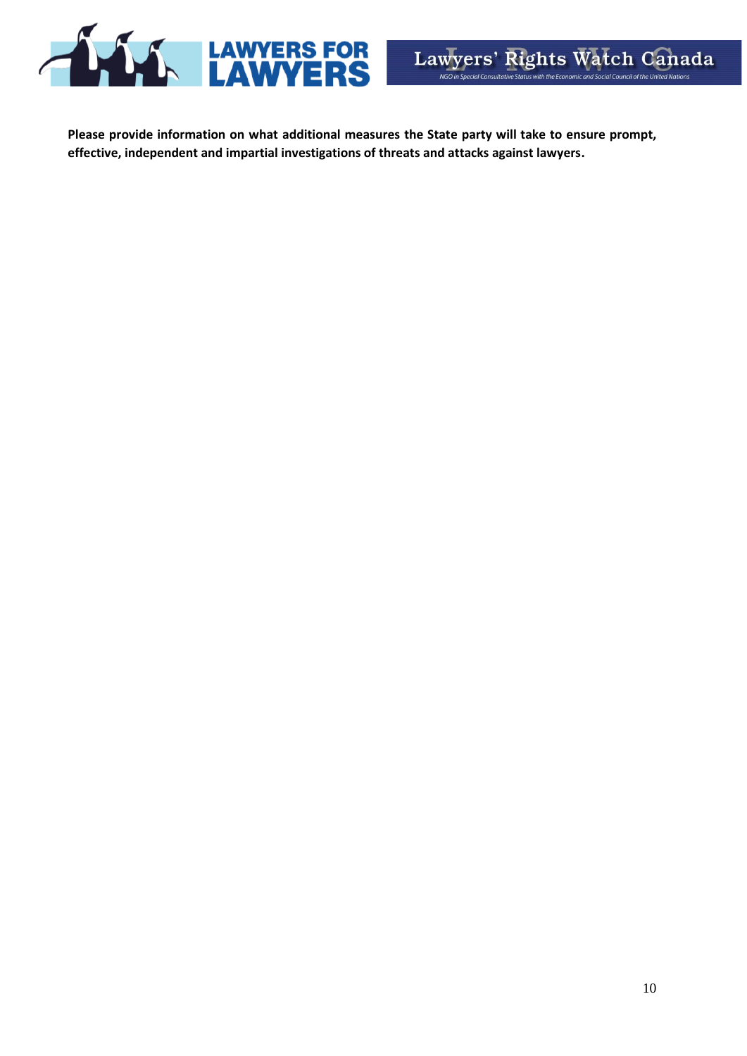**Please provide information on what additional measures the State party will take to ensure prompt, effective, independent and impartial investigations of threats and attacks against lawyers.**